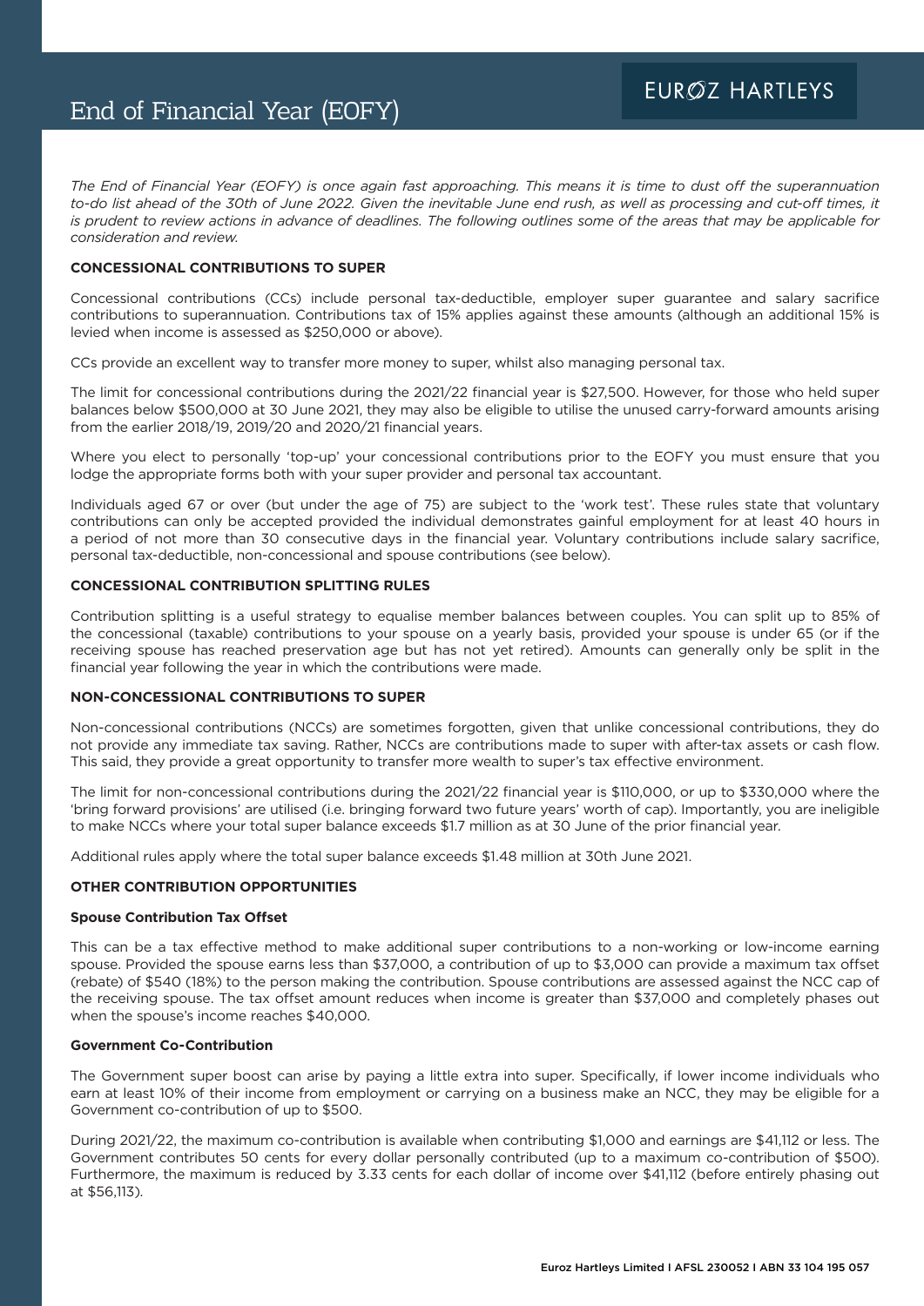# End of Financial Year (EOFY)

*The End of Financial Year (EOFY) is once again fast approaching. This means it is time to dust off the superannuation to-do list ahead of the 30th of June 2022. Given the inevitable June end rush, as well as processing and cut-off times, it is prudent to review actions in advance of deadlines. The following outlines some of the areas that may be applicable for consideration and review.*

## CONCESSIONAL CONTRIBUTIONS TO SUPER

Concessional contributions (CCs) include personal tax-deductible, employer super guarantee and salary sacrifice contributions to superannuation. Contributions tax of 15% applies against these amounts (although an additional 15% is levied when income is assessed as $250,000 or above).

CCs provide an excellent way to transfer more money to super, whilst also managing personal tax.

The limit for concessional contributions during the 2021/22 financial year is $27,500. However, for those who held super balances below $500,000 at 30 June 2021, they may also be eligible to utilise the unused carry-forward amounts arising from the earlier 2018/19, 2019/20 and 2020/21 financial years.

Where you elect to personally 'top-up' your concessional contributions prior to the EOFY you must ensure that you lodge the appropriate forms both with your super provider and personal tax accountant.

Individuals aged 67 or over (but under the age of 75) are subject to the 'work test'. These rules state that voluntary contributions can only be accepted provided the individual demonstrates gainful employment for at least 40 hours in a period of not more than 30 consecutive days in the financial year. Voluntary contributions include salary sacrifice, personal tax-deductible, non-concessional and spouse contributions (see below).

## CONCESSIONAL CONTRIBUTION SPLITTING RULES

Contribution splitting is a useful strategy to equalise member balances between couples. You can split up to 85% of the concessional (taxable) contributions to your spouse on a yearly basis, provided your spouse is under 65 (or if the receiving spouse has reached preservation age but has not yet retired). Amounts can generally only be split in the financial year following the year in which the contributions were made.

## NON-CONCESSIONAL CONTRIBUTIONS TO SUPER

Non-concessional contributions (NCCs) are sometimes forgotten, given that unlike concessional contributions, they do not provide any immediate tax saving. Rather, NCCs are contributions made to super with after-tax assets or cash flow. This said, they provide a great opportunity to transfer more wealth to super's tax effective environment.

The limit for non-concessional contributions during the 2021/22 financial year is $110,000, or up to $330,000 where the 'bring forward provisions' are utilised (i.e. bringing forward two future years' worth of cap). Importantly, you are ineligible to make NCCs where your total super balance exceeds $1.7 million as at 30 June of the prior financial year.

Additional rules apply where the total super balance exceeds $1.48 million at 30th June 2021.

## OTHER CONTRIBUTION OPPORTUNITIES

### Spouse Contribution Tax Offset

This can be a tax effective method to make additional super contributions to a non-working or low-income earning spouse. Provided the spouse earns less than $37,000, a contribution of up to $3,000 can provide a maximum tax offset (rebate) of $540 (18%) to the person making the contribution. Spouse contributions are assessed against the NCC cap of the receiving spouse. The tax offset amount reduces when income is greater than $37,000 and completely phases out when the spouse's income reaches $40,000.

### Government Co-Contribution

The Government super boost can arise by paying a little extra into super. Specifically, if lower income individuals who earn at least 10% of their income from employment or carrying on a business make an NCC, they may be eligible for a Government co-contribution of up to $500.

During 2021/22, the maximum co-contribution is available when contributing $1,000 and earnings are $41,112 or less. The Government contributes 50 cents for every dollar personally contributed (up to a maximum co-contribution of $500). Furthermore, the maximum is reduced by 3.33 cents for each dollar of income over $41,112 (before entirely phasing out at $56,113).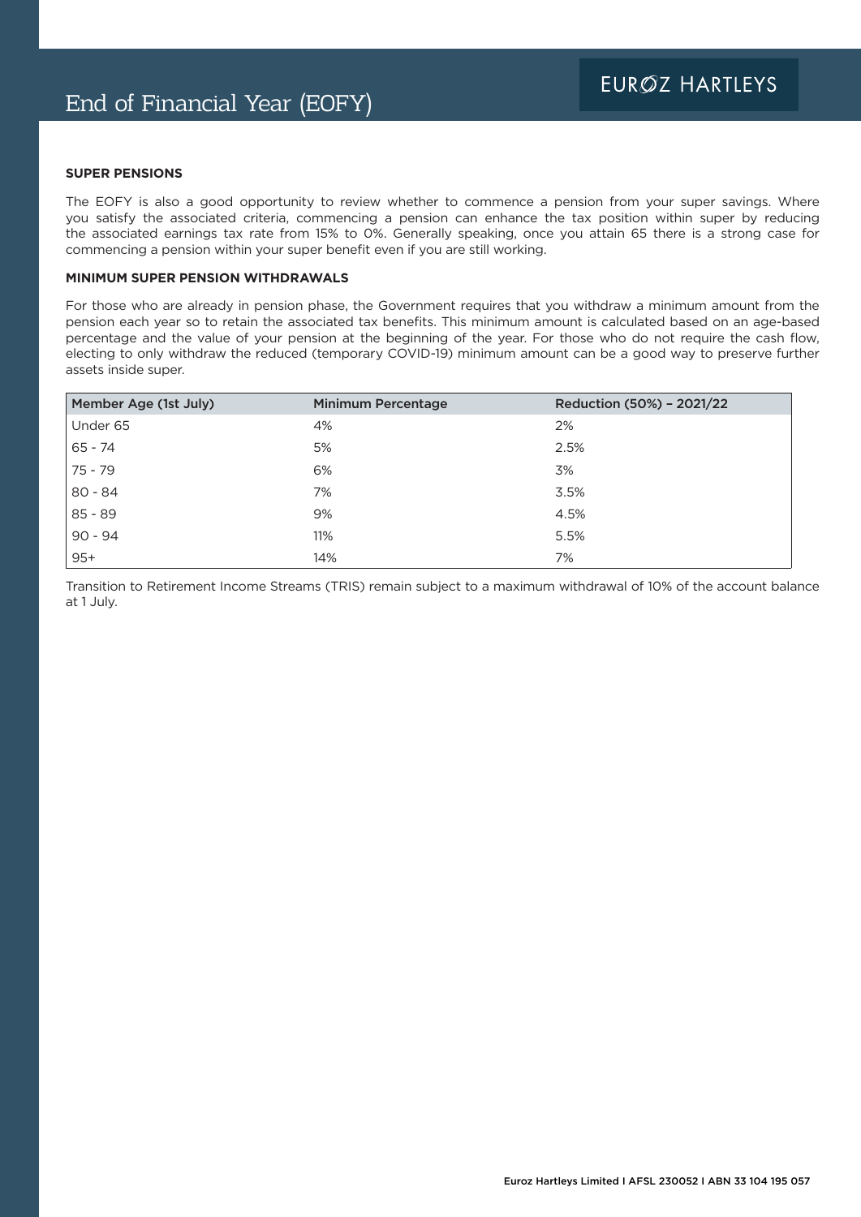## SUPER PENSIONS

The EOFY is also a good opportunity to review whether to commence a pension from your super savings. Where you satisfy the associated criteria, commencing a pension can enhance the tax position within super by reducing the associated earnings tax rate from 15% to 0%. Generally speaking, once you attain 65 there is a strong case for commencing a pension within your super benefit even if you are still working.

## MINIMUM SUPER PENSION WITHDRAWALS

For those who are already in pension phase, the Government requires that you withdraw a minimum amount from the pension each year so to retain the associated tax benefits. This minimum amount is calculated based on an age-based percentage and the value of your pension at the beginning of the year. For those who do not require the cash flow, electing to only withdraw the reduced (temporary COVID-19) minimum amount can be a good way to preserve further assets inside super.

| Member Age (1st July) | Minimum Percentage | Reduction (50%) – 2021/22 |
|---|---|---|
| Under 65 | 4% | 2% |
| 65 - 74 | 5% | 2.5% |
| 75 - 79 | 6% | 3% |
| 80 - 84 | 7% | 3.5% |
| 85 - 89 | 9% | 4.5% |
| 90 - 94 | 11% | 5.5% |
| 95+ | 14% | 7% |

Transition to Retirement Income Streams (TRIS) remain subject to a maximum withdrawal of 10% of the account balance at 1 July.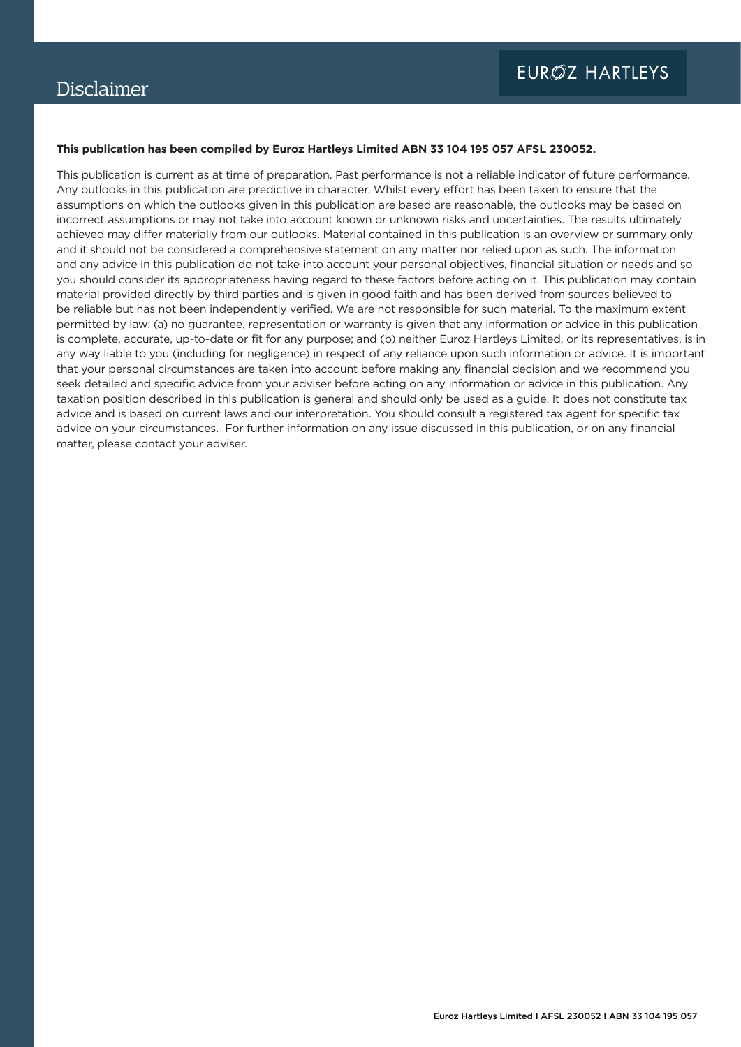# Disclaimer

**This publication has been compiled by Euroz Hartleys Limited ABN 33 104 195 057 AFSL 230052.**

This publication is current as at time of preparation. Past performance is not a reliable indicator of future performance. Any outlooks in this publication are predictive in character. Whilst every effort has been taken to ensure that the assumptions on which the outlooks given in this publication are based are reasonable, the outlooks may be based on incorrect assumptions or may not take into account known or unknown risks and uncertainties. The results ultimately achieved may differ materially from our outlooks. Material contained in this publication is an overview or summary only and it should not be considered a comprehensive statement on any matter nor relied upon as such. The information and any advice in this publication do not take into account your personal objectives, financial situation or needs and so you should consider its appropriateness having regard to these factors before acting on it. This publication may contain material provided directly by third parties and is given in good faith and has been derived from sources believed to be reliable but has not been independently verified. We are not responsible for such material. To the maximum extent permitted by law: (a) no guarantee, representation or warranty is given that any information or advice in this publication is complete, accurate, up-to-date or fit for any purpose; and (b) neither Euroz Hartleys Limited, or its representatives, is in any way liable to you (including for negligence) in respect of any reliance upon such information or advice. It is important that your personal circumstances are taken into account before making any financial decision and we recommend you seek detailed and specific advice from your adviser before acting on any information or advice in this publication. Any taxation position described in this publication is general and should only be used as a guide. It does not constitute tax advice and is based on current laws and our interpretation. You should consult a registered tax agent for specific tax advice on your circumstances. For further information on any issue discussed in this publication, or on any financial matter, please contact your adviser.